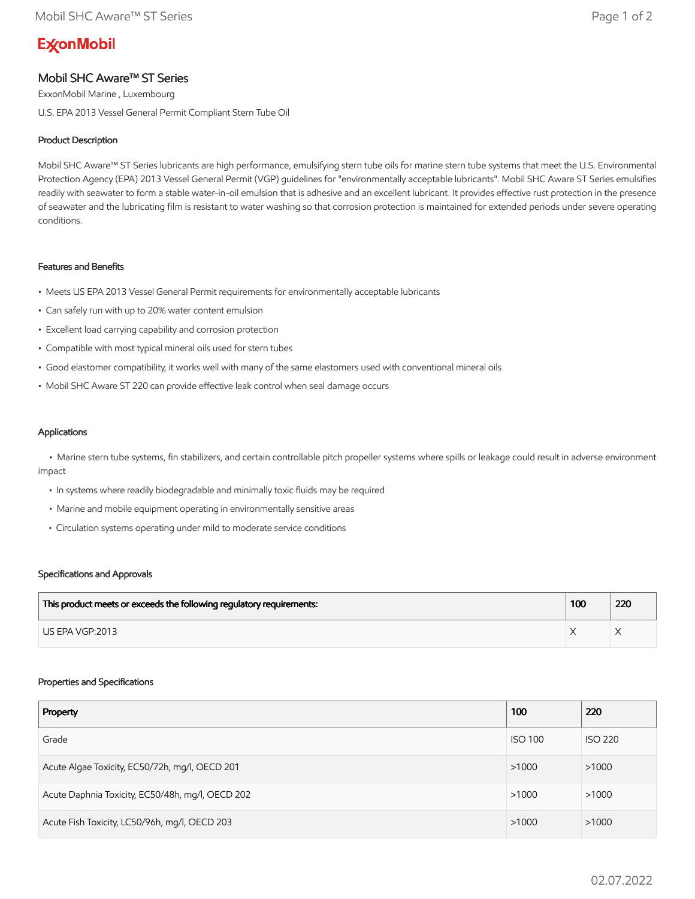ExxonMobil

# Mobil SHC Aware™ ST Series

ExxonMobil Marine , Luxembourg

U.S. EPA 2013 Vessel General Permit Compliant Stern Tube Oil

## Product Description

Mobil SHC Aware™ ST Series lubricants are high performance, emulsifying stern tube oils for marine stern tube systems that meet the U.S. Environmental Protection Agency (EPA) 2013 Vessel General Permit (VGP) guidelines for "environmentally acceptable lubricants". Mobil SHC Aware ST Series emulsifies readily with seawater to form a stable water-in-oil emulsion that is adhesive and an excellent lubricant. It provides effective rust protection in the presence of seawater and the lubricating film is resistant to water washing so that corrosion protection is maintained for extended periods under severe operating conditions.

## Features and Benefits

- Meets US EPA 2013 Vessel General Permit requirements for environmentally acceptable lubricants
- Can safely run with up to 20% water content emulsion
- Excellent load carrying capability and corrosion protection
- Compatible with most typical mineral oils used for stern tubes
- Good elastomer compatibility, it works well with many of the same elastomers used with conventional mineral oils
- Mobil SHC Aware ST 220 can provide effective leak control when seal damage occurs

## Applications

- Marine stern tube systems, fin stabilizers, and certain controllable pitch propeller systems where spills or leakage could result in adverse environment impact
- In systems where readily biodegradable and minimally toxic fluids may be required
- Marine and mobile equipment operating in environmentally sensitive areas
- Circulation systems operating under mild to moderate service conditions

## Specifications and Approvals

| This product meets or exceeds the following regulatory requirements: | 100 | 220 |
|---|---|---|
| US EPA VGP:2013 | X | X |

## Properties and Specifications

| Property | 100 | 220 |
|---|---|---|
| Grade | ISO 100 | ISO 220 |
| Acute Algae Toxicity, EC50/72h, mg/l, OECD 201 | >1000 | >1000 |
| Acute Daphnia Toxicity, EC50/48h, mg/l, OECD 202 | >1000 | >1000 |
| Acute Fish Toxicity, LC50/96h, mg/l, OECD 203 | >1000 | >1000 |

02.07.2022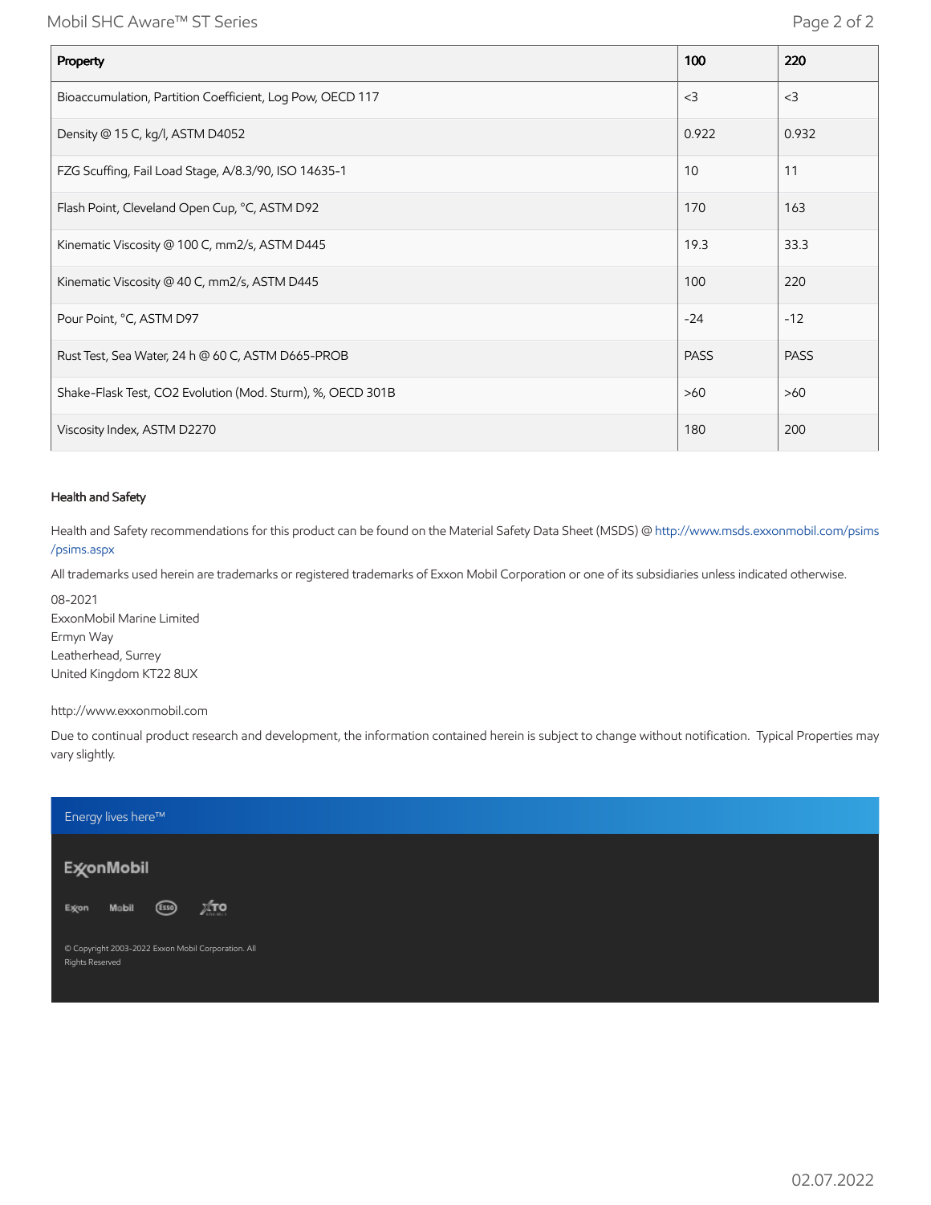| Property | 100 | 220 |
| --- | --- | --- |
| Bioaccumulation, Partition Coefficient, Log Pow, OECD 117 | <3 | <3 |
| Density @ 15 C, kg/l, ASTM D4052 | 0.922 | 0.932 |
| FZG Scuffing, Fail Load Stage, A/8.3/90, ISO 14635-1 | 10 | 11 |
| Flash Point, Cleveland Open Cup, °C, ASTM D92 | 170 | 163 |
| Kinematic Viscosity @ 100 C, mm2/s, ASTM D445 | 19.3 | 33.3 |
| Kinematic Viscosity @ 40 C, mm2/s, ASTM D445 | 100 | 220 |
| Pour Point, °C, ASTM D97 | -24 | -12 |
| Rust Test, Sea Water, 24 h @ 60 C, ASTM D665-PROB | PASS | PASS |
| Shake-Flask Test, CO2 Evolution (Mod. Sturm), %, OECD 301B | >60 | >60 |
| Viscosity Index, ASTM D2270 | 180 | 200 |

### Health and Safety

Health and Safety recommendations for this product can be found on the Material Safety Data Sheet (MSDS) @ http://www.msds.exxonmobil.com/psims/psims.aspx

All trademarks used herein are trademarks or registered trademarks of Exxon Mobil Corporation or one of its subsidiaries unless indicated otherwise.

08-2021
ExxonMobil Marine Limited
Ermyn Way
Leatherhead, Surrey
United Kingdom KT22 8UX

http://www.exxonmobil.com

Due to continual product research and development, the information contained herein is subject to change without notification. Typical Properties may vary slightly.

Energy lives here™

ExxonMobil

Exxon Mobil Esso XTO

© Copyright 2003-2022 Exxon Mobil Corporation. All Rights Reserved

02.07.2022